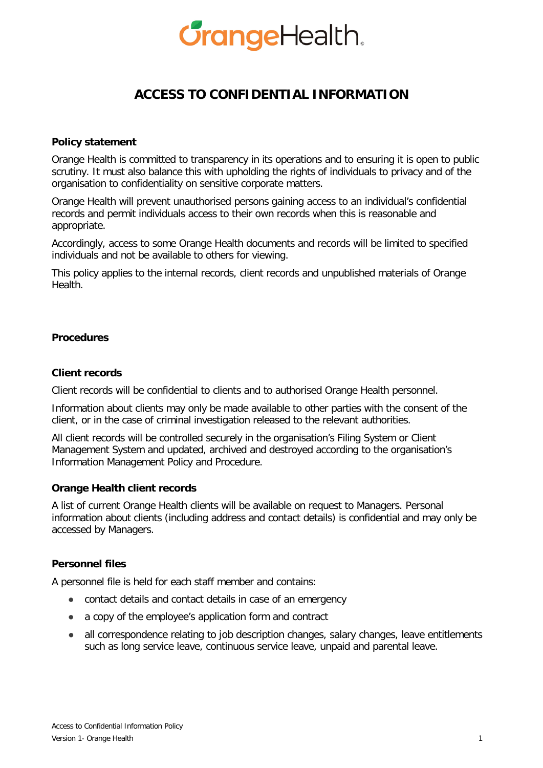# ACCESS TO CONFIDENTIAL INFORMATION

## Policy statement

Orange Health is committed to transparency in its operations and to ensuring it is open to public scrutiny. It must also balance this with upholding the rights of individuals to privacy and of the organisation to confidentiality on sensitive corporate matters.

Orange Health will prevent unauthorised persons gaining access to an individual's confidential records and permit individuals access to their own records when this is reasonable and appropriate.

Accordingly, access to some Orange Health documents and records will be limited to specified individuals and not be available to others for viewing.

This policy applies to the internal records, client records and unpublished materials of Orange Health.

## Procedures

### Client records

Client records will be confidential to clients and to authorised Orange Health personnel.

Information about clients may only be made available to other parties with the consent of the client, or in the case of criminal investigation released to the relevant authorities.

All client records will be controlled securely in the organisation's Filing System or Client Management System and updated, archived and destroyed according to the organisation's Information Management Policy and Procedure.

### Orange Health client records

A list of current Orange Health clients will be available on request to Managers. Personal information about clients (including address and contact details) is confidential and may only be accessed by Managers.

### Personnel files

A personnel file is held for each staff member and contains:

- contact details and contact details in case of an emergency
- a copy of the employee's application form and contract
- all correspondence relating to job description changes, salary changes, leave entitlements such as long service leave, continuous service leave, unpaid and parental leave.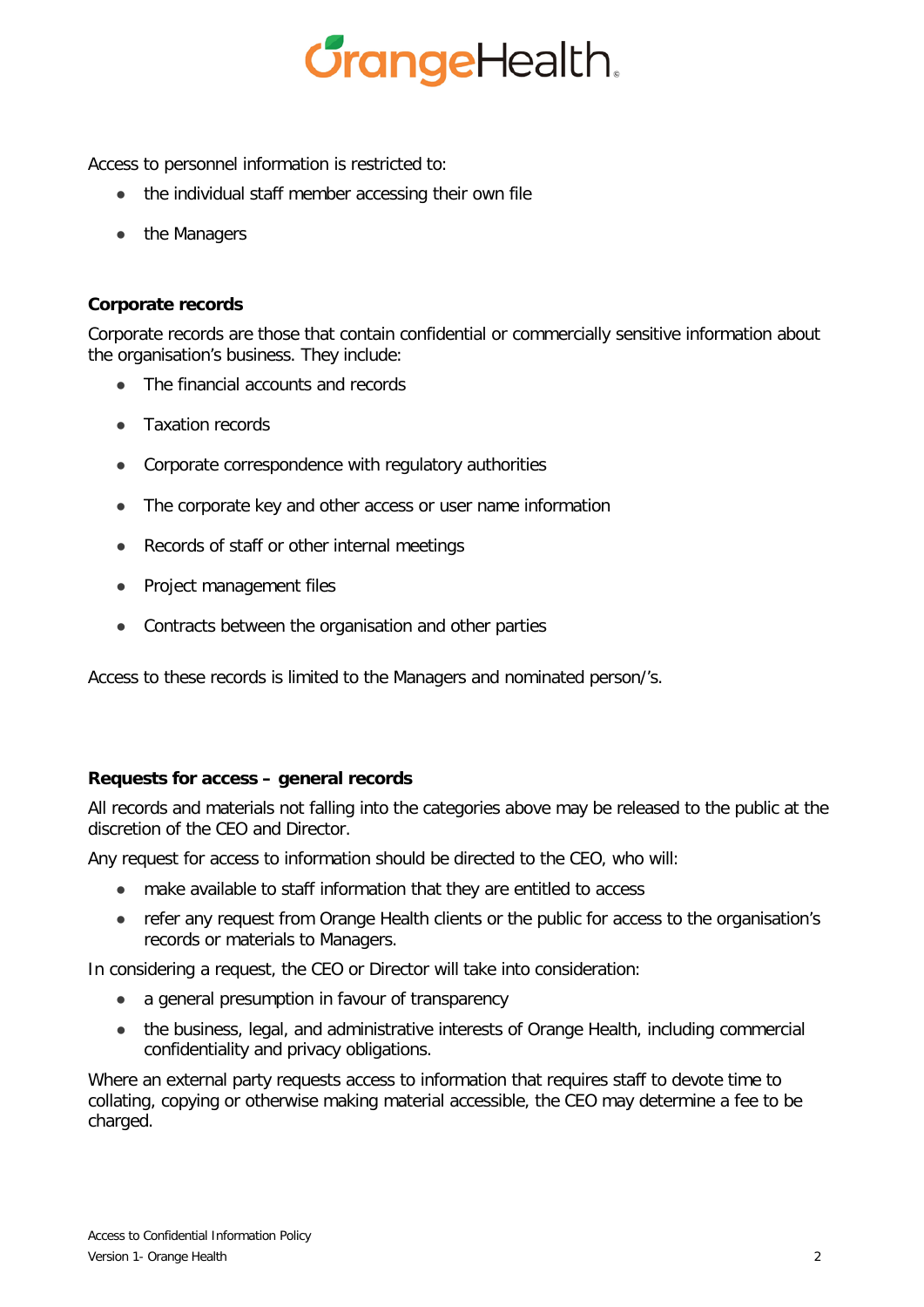Access to personnel information is restricted to:

- the individual staff member accessing their own file
- the Managers

**Corporate records**

Corporate records are those that contain confidential or commercially sensitive information about the organisation's business. They include:

- The financial accounts and records
- Taxation records
- Corporate correspondence with regulatory authorities
- The corporate key and other access or user name information
- Records of staff or other internal meetings
- Project management files
- Contracts between the organisation and other parties

Access to these records is limited to the Managers and nominated person/'s.

**Requests for access – general records**

All records and materials not falling into the categories above may be released to the public at the discretion of the CEO and Director.

Any request for access to information should be directed to the CEO, who will:

- make available to staff information that they are entitled to access
- refer any request from Orange Health clients or the public for access to the organisation's records or materials to Managers.

In considering a request, the CEO or Director will take into consideration:

- a general presumption in favour of transparency
- the business, legal, and administrative interests of Orange Health, including commercial confidentiality and privacy obligations.

Where an external party requests access to information that requires staff to devote time to collating, copying or otherwise making material accessible, the CEO may determine a fee to be charged.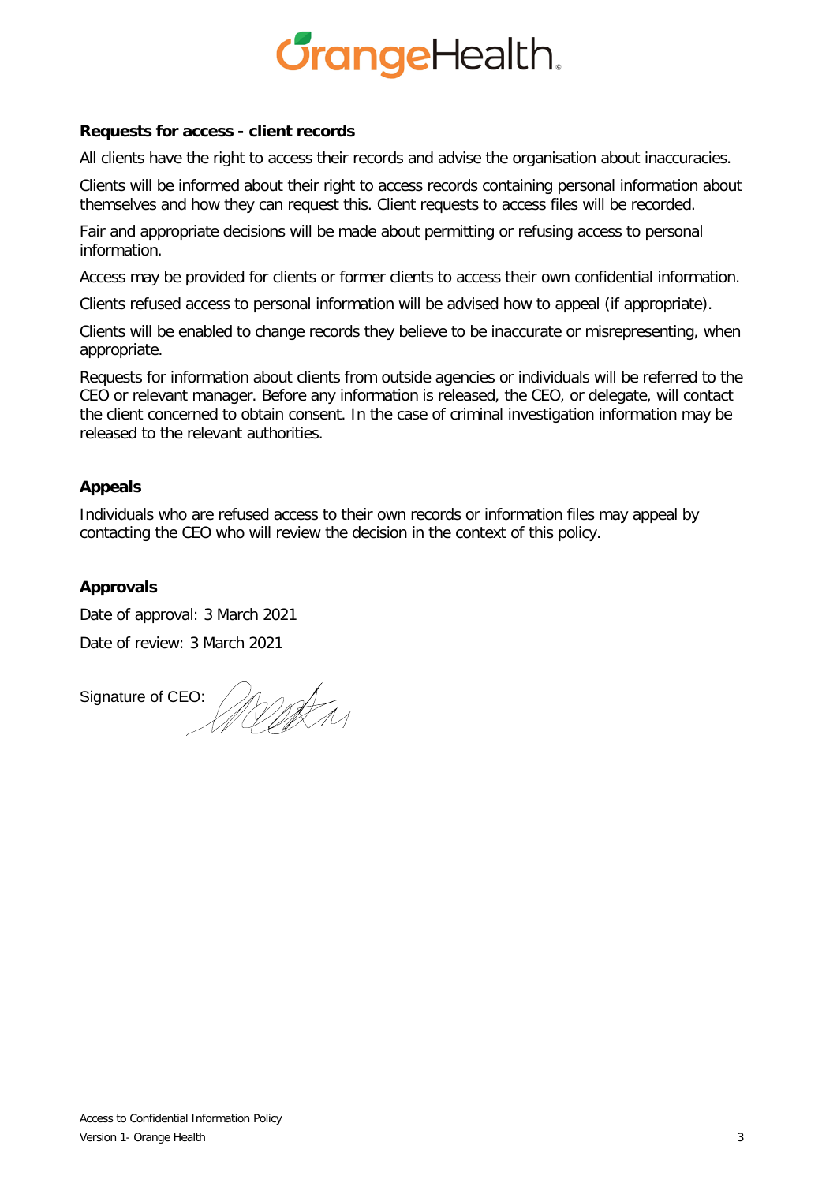**Requests for access - client records**

All clients have the right to access their records and advise the organisation about inaccuracies.

Clients will be informed about their right to access records containing personal information about themselves and how they can request this. Client requests to access files will be recorded.

Fair and appropriate decisions will be made about permitting or refusing access to personal information.

Access may be provided for clients or former clients to access their own confidential information.

Clients refused access to personal information will be advised how to appeal (if appropriate).

Clients will be enabled to change records they believe to be inaccurate or misrepresenting, when appropriate.

Requests for information about clients from outside agencies or individuals will be referred to the CEO or relevant manager. Before any information is released, the CEO, or delegate, will contact the client concerned to obtain consent. In the case of criminal investigation information may be released to the relevant authorities.

**Appeals**

Individuals who are refused access to their own records or information files may appeal by contacting the CEO who will review the decision in the context of this policy.

**Approvals**

Date of approval: 3 March 2021

Date of review: 3 March 2021

Signature of CEO: